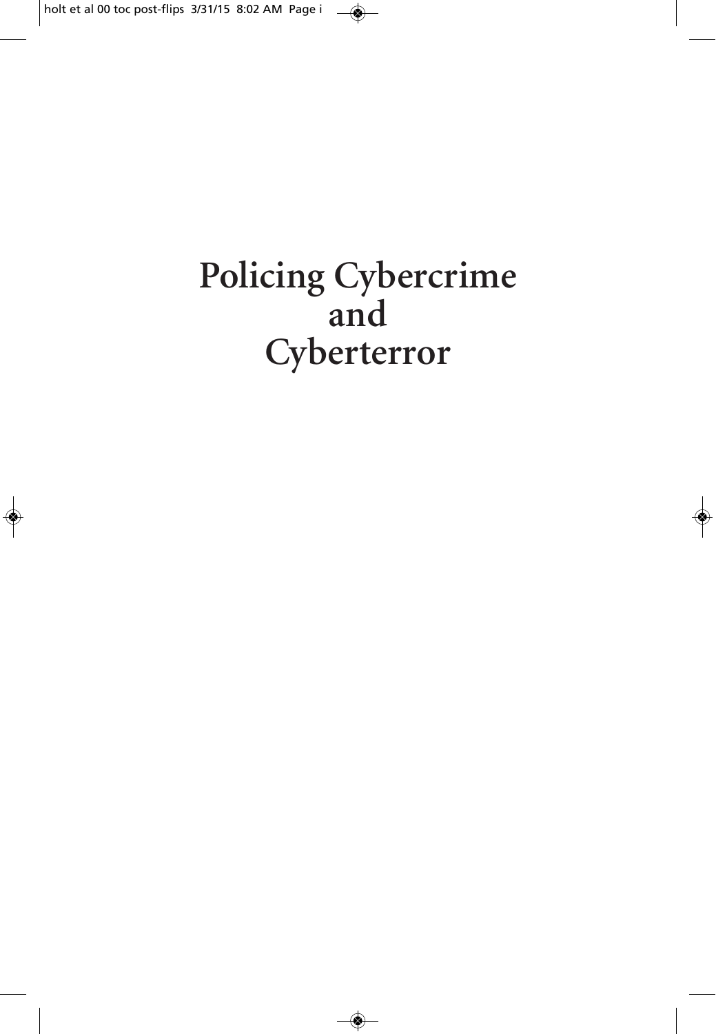# Policing Cybercrime and Cyberterror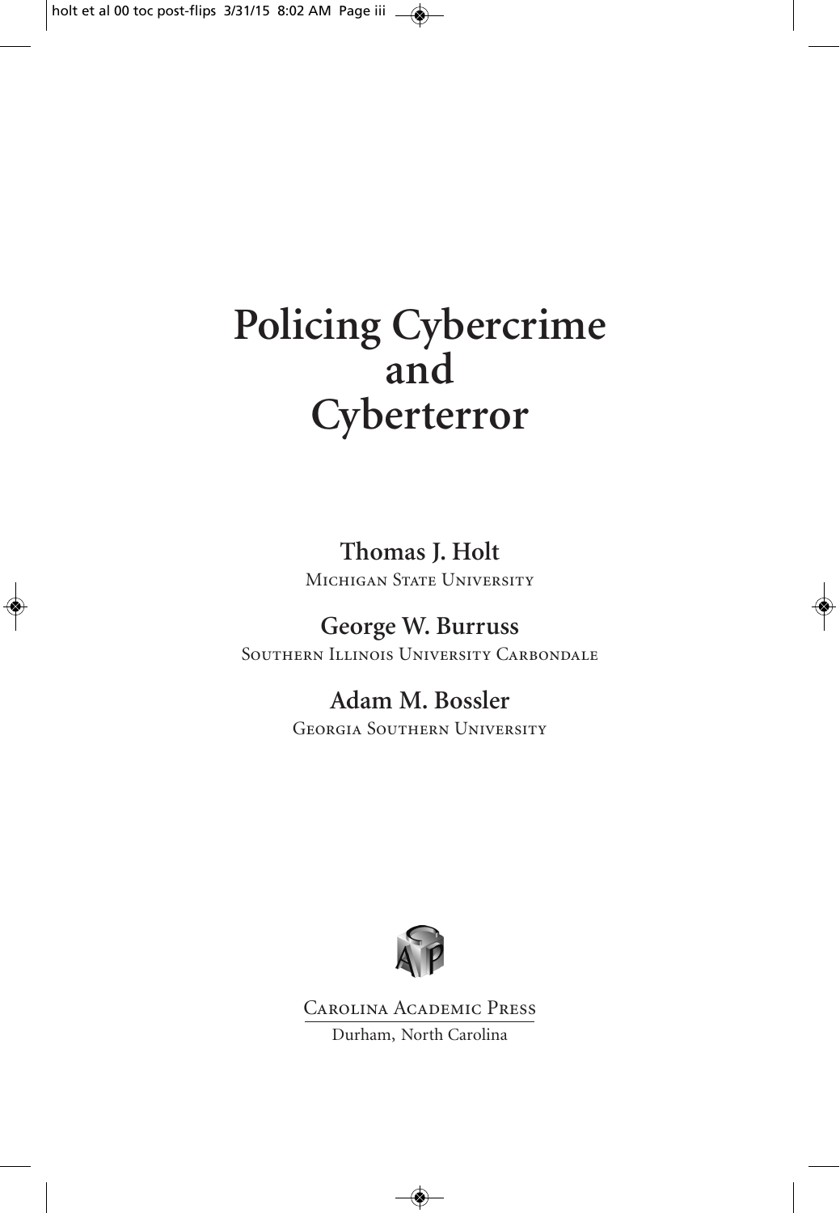# Policing Cybercrime and Cyberterror

**Thomas J. Holt**
Michigan State University

**George W. Burruss**
Southern Illinois University Carbondale

**Adam M. Bossler**
Georgia Southern University

Carolina Academic Press
Durham, North Carolina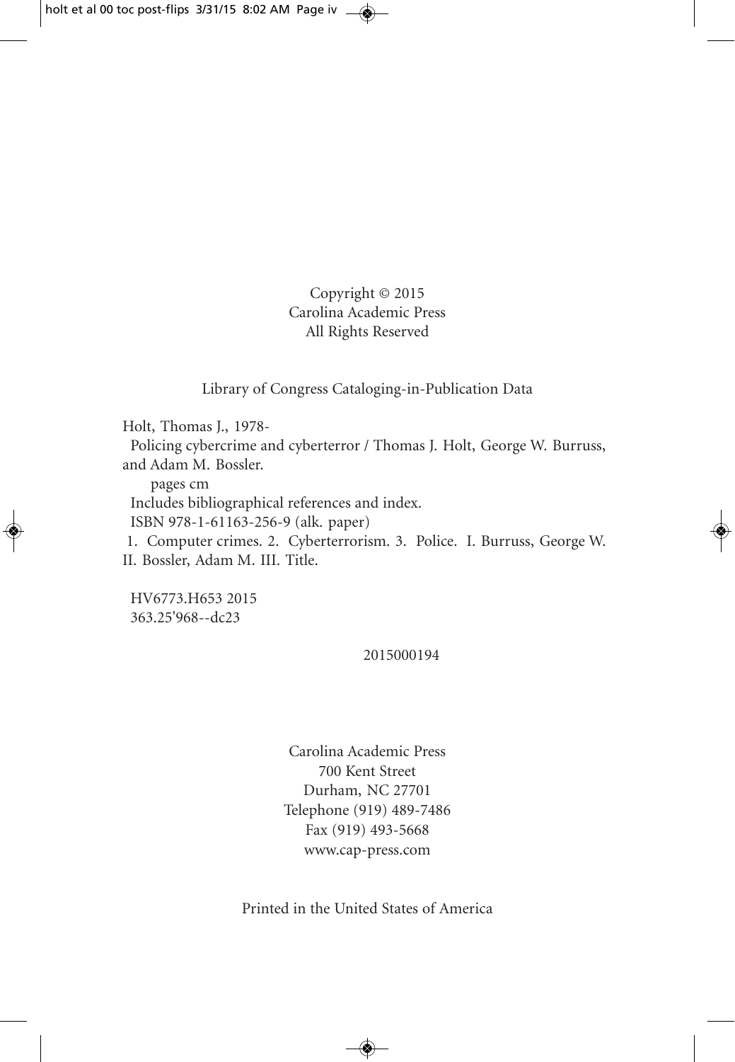Copyright © 2015
Carolina Academic Press
All Rights Reserved

Library of Congress Cataloging-in-Publication Data

Holt, Thomas J., 1978-
Policing cybercrime and cyberterror / Thomas J. Holt, George W. Burruss, and Adam M. Bossler.
pages cm
Includes bibliographical references and index.
ISBN 978-1-61163-256-9 (alk. paper)
1. Computer crimes. 2. Cyberterrorism. 3. Police. I. Burruss, George W. II. Bossler, Adam M. III. Title.

HV6773.H653 2015
363.25'968--dc23

2015000194

Carolina Academic Press
700 Kent Street
Durham, NC 27701
Telephone (919) 489-7486
Fax (919) 493-5668
www.cap-press.com

Printed in the United States of America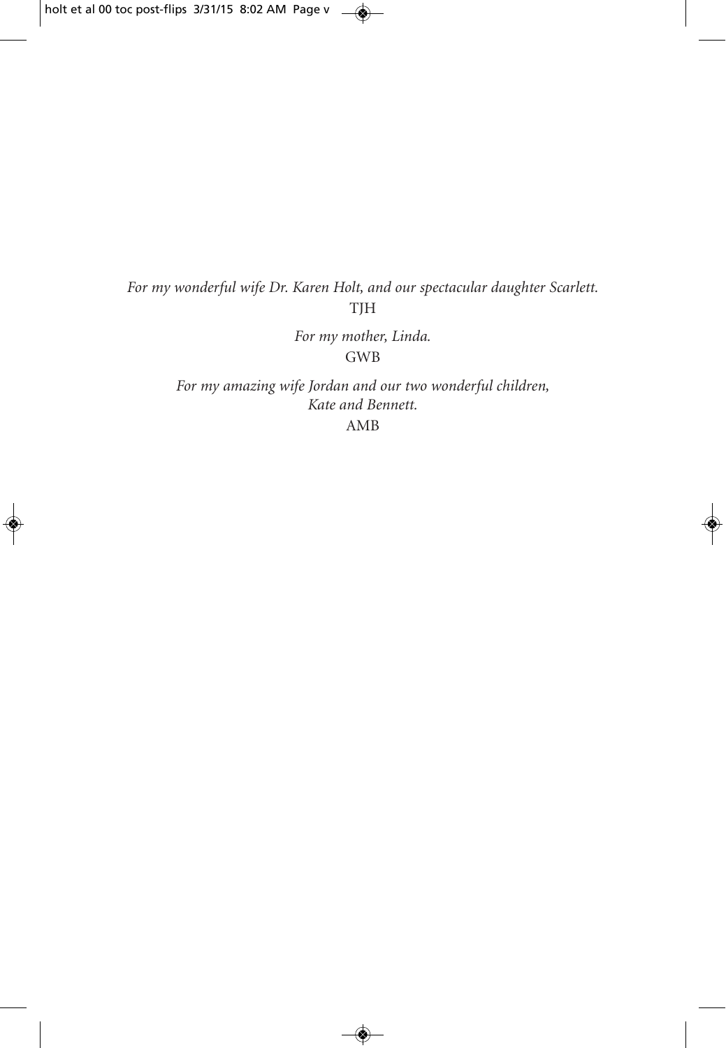*For my wonderful wife Dr. Karen Holt, and our spectacular daughter Scarlett.*
TJH

*For my mother, Linda.*
GWB

*For my amazing wife Jordan and our two wonderful children,
Kate and Bennett.*
AMB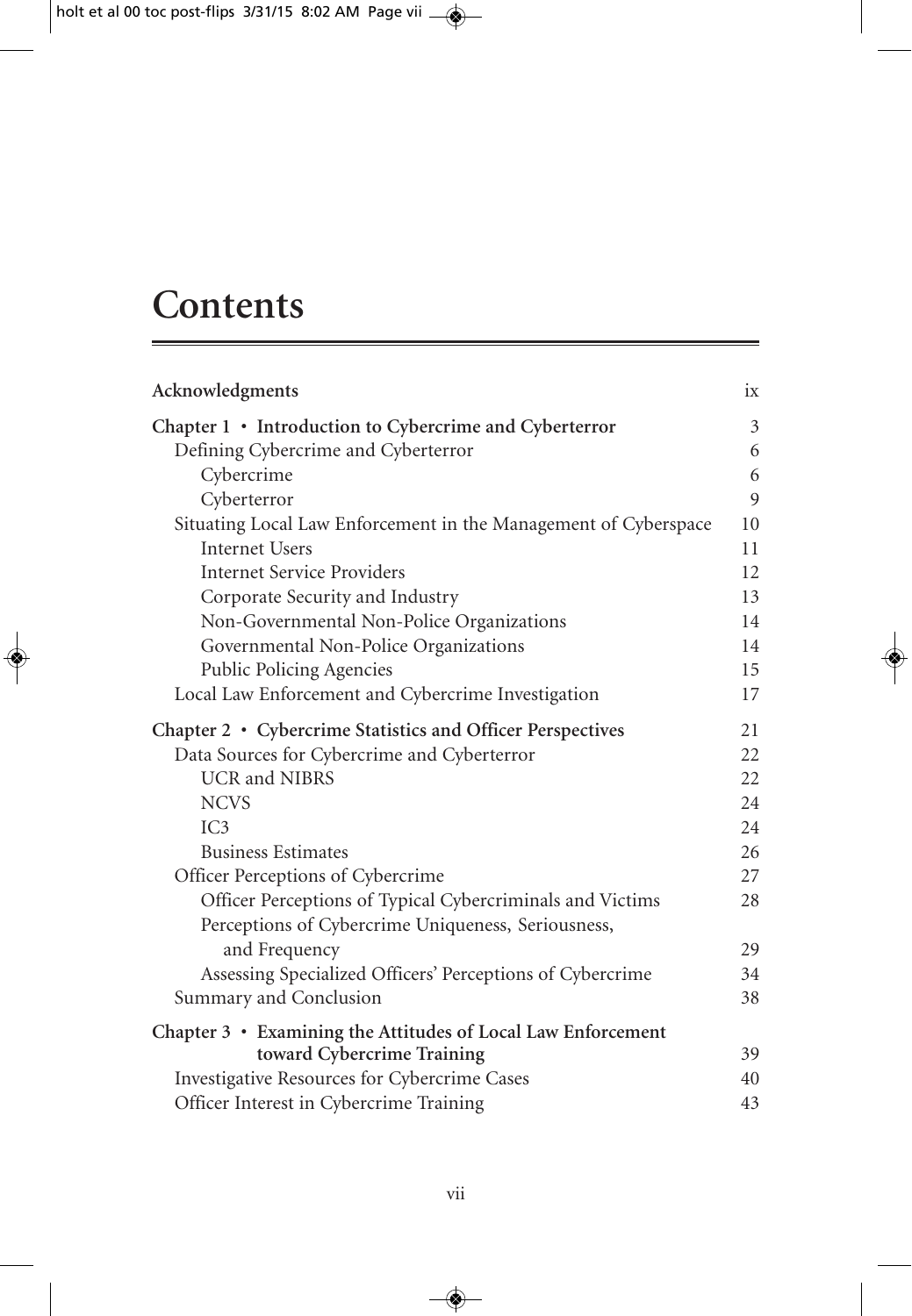# Contents

| | |
|---|---|
| **Acknowledgments** | ix |
| **Chapter 1 • Introduction to Cybercrime and Cyberterror** | 3 |
| Defining Cybercrime and Cyberterror | 6 |
| Cybercrime | 6 |
| Cyberterror | 9 |
| Situating Local Law Enforcement in the Management of Cyberspace | 10 |
| Internet Users | 11 |
| Internet Service Providers | 12 |
| Corporate Security and Industry | 13 |
| Non-Governmental Non-Police Organizations | 14 |
| Governmental Non-Police Organizations | 14 |
| Public Policing Agencies | 15 |
| Local Law Enforcement and Cybercrime Investigation | 17 |
| **Chapter 2 • Cybercrime Statistics and Officer Perspectives** | 21 |
| Data Sources for Cybercrime and Cyberterror | 22 |
| UCR and NIBRS | 22 |
| NCVS | 24 |
| IC3 | 24 |
| Business Estimates | 26 |
| Officer Perceptions of Cybercrime | 27 |
| Officer Perceptions of Typical Cybercriminals and Victims | 28 |
| Perceptions of Cybercrime Uniqueness, Seriousness, and Frequency | 29 |
| Assessing Specialized Officers' Perceptions of Cybercrime | 34 |
| Summary and Conclusion | 38 |
| **Chapter 3 • Examining the Attitudes of Local Law Enforcement toward Cybercrime Training** | 39 |
| Investigative Resources for Cybercrime Cases | 40 |
| Officer Interest in Cybercrime Training | 43 |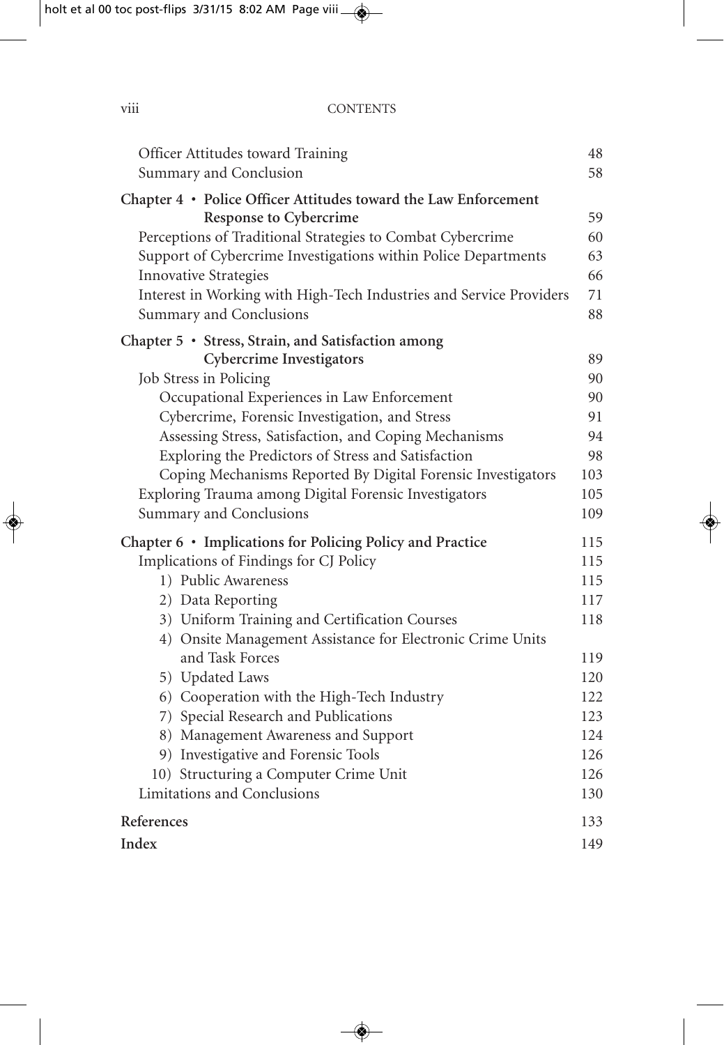Officer Attitudes toward Training 48
Summary and Conclusion 58

**Chapter 4 • Police Officer Attitudes toward the Law Enforcement Response to Cybercrime** 59
Perceptions of Traditional Strategies to Combat Cybercrime 60
Support of Cybercrime Investigations within Police Departments 63
Innovative Strategies 66
Interest in Working with High-Tech Industries and Service Providers 71
Summary and Conclusions 88

**Chapter 5 • Stress, Strain, and Satisfaction among Cybercrime Investigators** 89
Job Stress in Policing 90
- Occupational Experiences in Law Enforcement 90
- Cybercrime, Forensic Investigation, and Stress 91
- Assessing Stress, Satisfaction, and Coping Mechanisms 94
- Exploring the Predictors of Stress and Satisfaction 98
- Coping Mechanisms Reported By Digital Forensic Investigators 103

Exploring Trauma among Digital Forensic Investigators 105
Summary and Conclusions 109

**Chapter 6 • Implications for Policing Policy and Practice** 115
Implications of Findings for CJ Policy 115
1) Public Awareness 115
2) Data Reporting 117
3) Uniform Training and Certification Courses 118
4) Onsite Management Assistance for Electronic Crime Units and Task Forces 119
5) Updated Laws 120
6) Cooperation with the High-Tech Industry 122
7) Special Research and Publications 123
8) Management Awareness and Support 124
9) Investigative and Forensic Tools 126
10) Structuring a Computer Crime Unit 126

Limitations and Conclusions 130

**References** 133
**Index** 149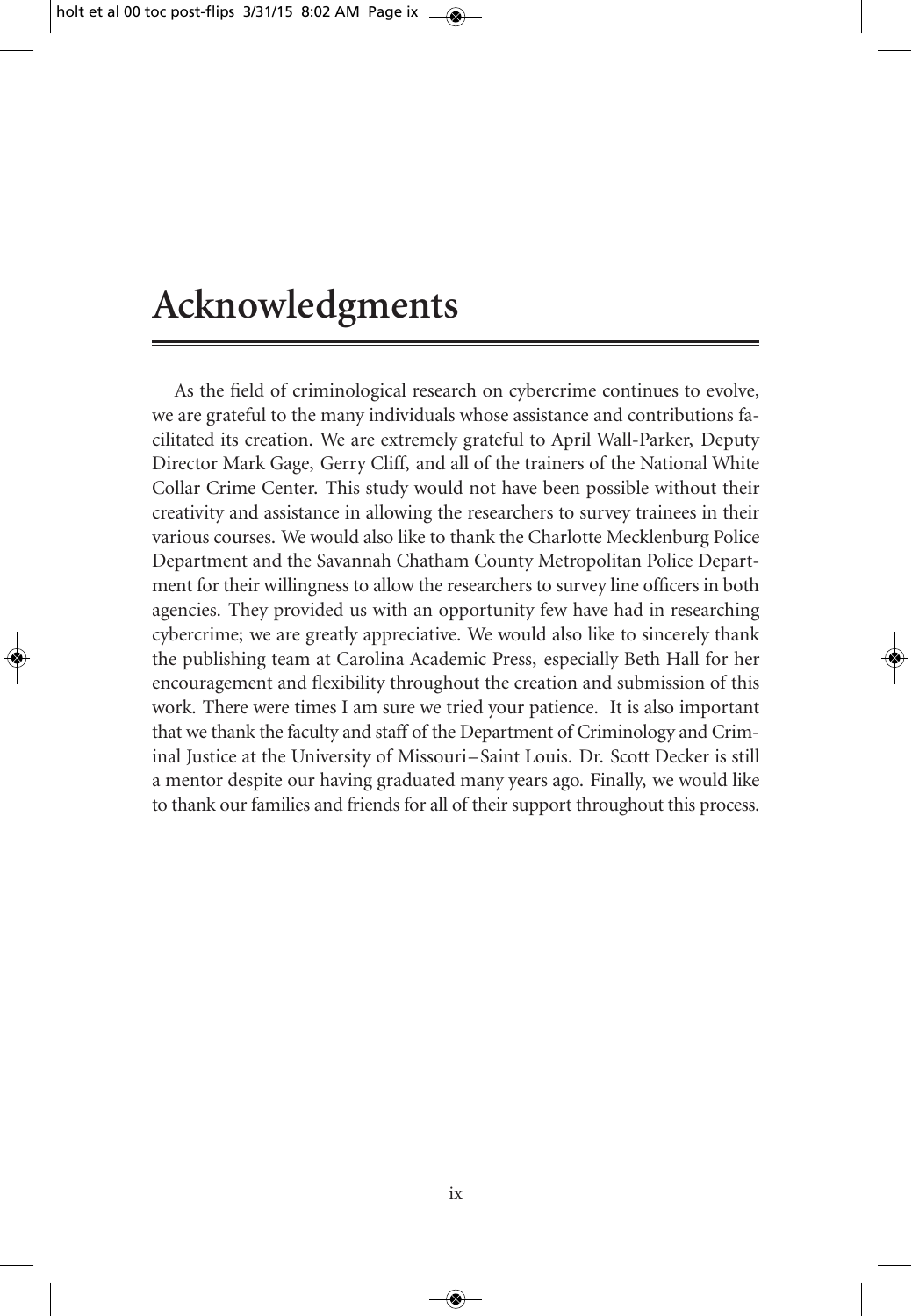# Acknowledgments

As the field of criminological research on cybercrime continues to evolve, we are grateful to the many individuals whose assistance and contributions facilitated its creation. We are extremely grateful to April Wall-Parker, Deputy Director Mark Gage, Gerry Cliff, and all of the trainers of the National White Collar Crime Center. This study would not have been possible without their creativity and assistance in allowing the researchers to survey trainees in their various courses. We would also like to thank the Charlotte Mecklenburg Police Department and the Savannah Chatham County Metropolitan Police Department for their willingness to allow the researchers to survey line officers in both agencies. They provided us with an opportunity few have had in researching cybercrime; we are greatly appreciative. We would also like to sincerely thank the publishing team at Carolina Academic Press, especially Beth Hall for her encouragement and flexibility throughout the creation and submission of this work. There were times I am sure we tried your patience. It is also important that we thank the faculty and staff of the Department of Criminology and Criminal Justice at the University of Missouri–Saint Louis. Dr. Scott Decker is still a mentor despite our having graduated many years ago. Finally, we would like to thank our families and friends for all of their support throughout this process.